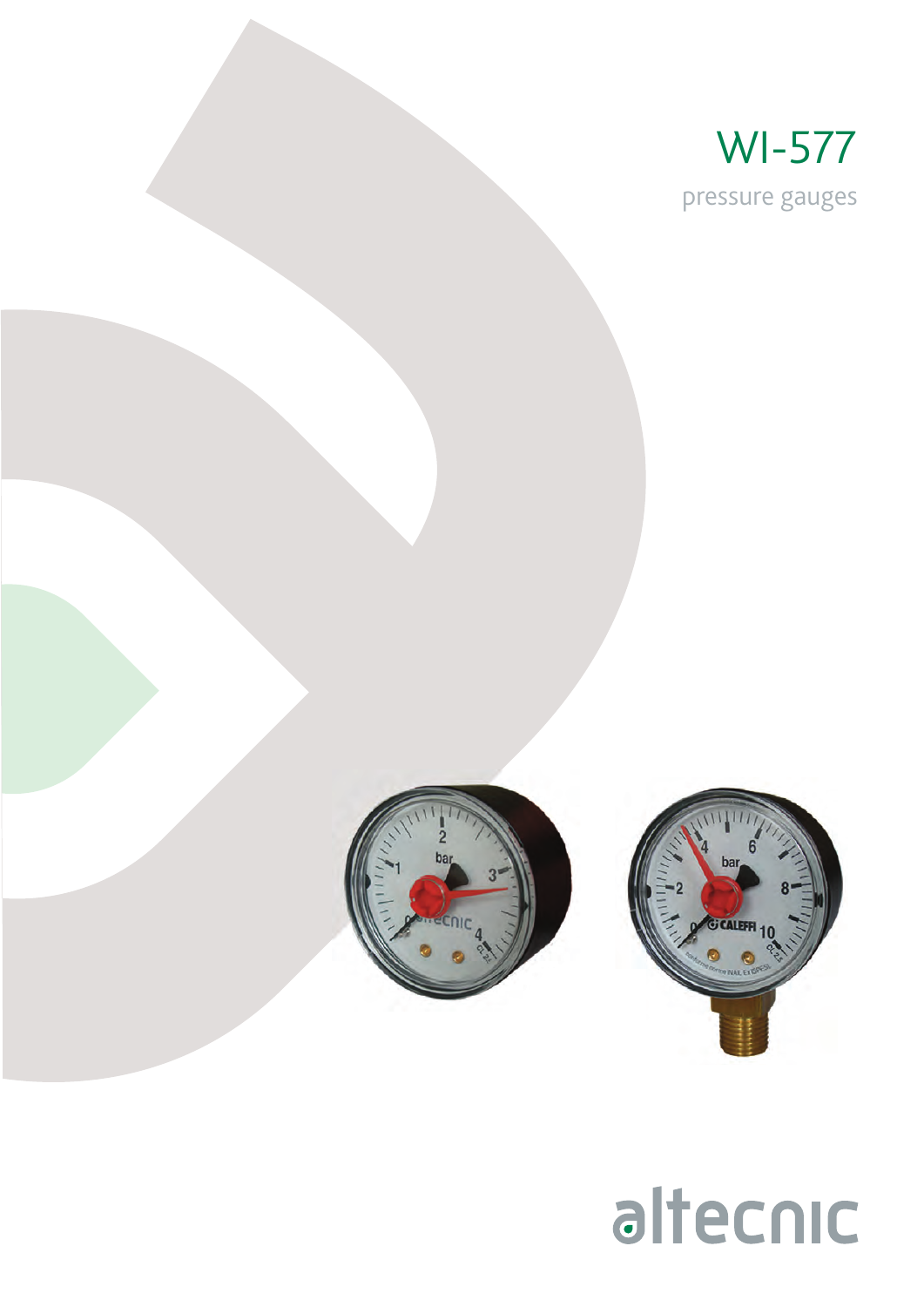# WI-577

pressure gauges

altecnic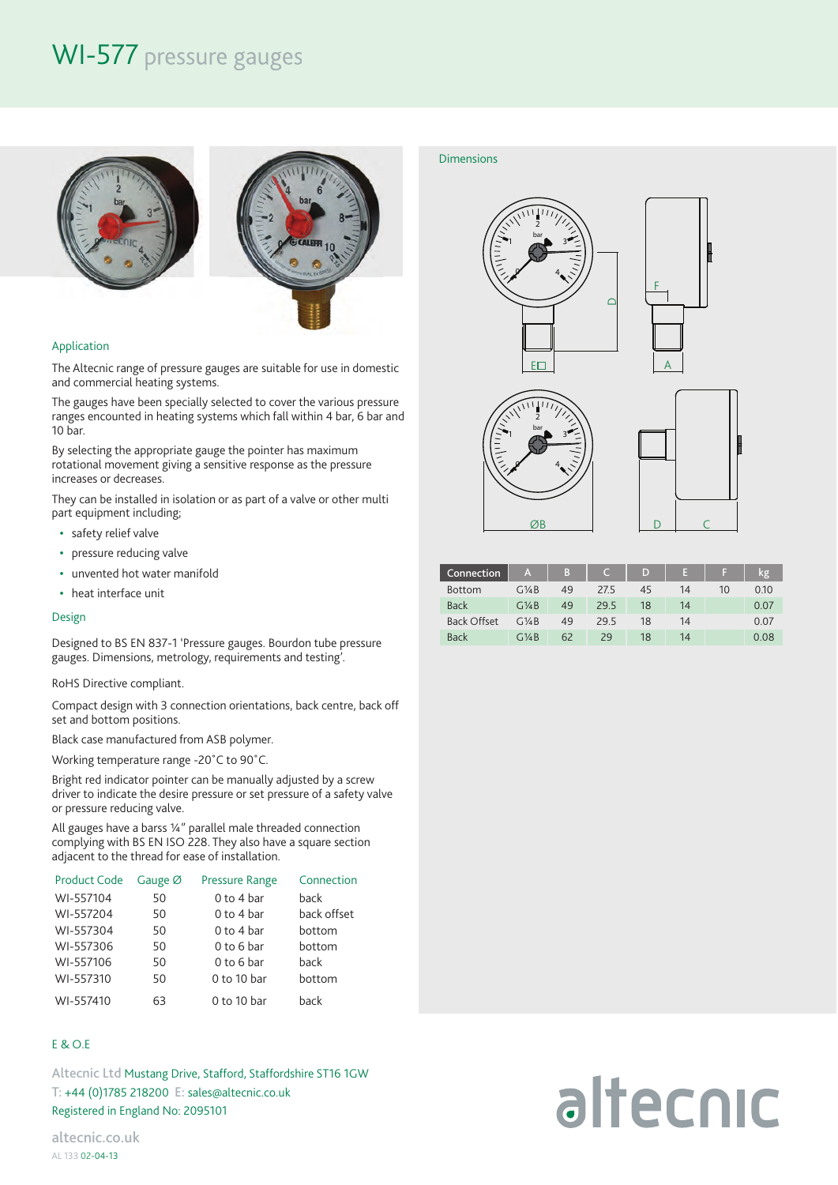# WI-577 pressure gauges

## Application

The Altecnic range of pressure gauges are suitable for use in domestic and commercial heating systems.

The gauges have been specially selected to cover the various pressure ranges encountered in heating systems which fall within 4 bar, 6 bar and 10 bar.

By selecting the appropriate gauge the pointer has maximum rotational movement giving a sensitive response as the pressure increases or decreases.

They can be installed in isolation or as part of a valve or other multi part equipment including;

- safety relief valve
- pressure reducing valve
- unvented hot water manifold
- heat interface unit

## Design

Designed to BS EN 837-1 'Pressure gauges. Bourdon tube pressure gauges. Dimensions, metrology, requirements and testing'.

RoHS Directive compliant.

Compact design with 3 connection orientations, back centre, back off set and bottom positions.

Black case manufactured from ASB polymer.

Working temperature range -20˚C to 90˚C.

Bright red indicator pointer can be manually adjusted by a screw driver to indicate the desire pressure or set pressure of a safety valve or pressure reducing valve.

All gauges have a barss ¼" parallel male threaded connection complying with BS EN ISO 228. They also have a square section adjacent to the thread for ease of installation.

| Product Code | Gauge Ø | Pressure Range | Connection |
|---|---|---|---|
| WI-557104 | 50 | 0 to 4 bar | back |
| WI-557204 | 50 | 0 to 4 bar | back offset |
| WI-557304 | 50 | 0 to 4 bar | bottom |
| WI-557306 | 50 | 0 to 6 bar | bottom |
| WI-557106 | 50 | 0 to 6 bar | back |
| WI-557310 | 50 | 0 to 10 bar | bottom |
| WI-557410 | 63 | 0 to 10 bar | back |

## Dimensions

| Connection | A | B | C | D | E | F | kg |
|---|---|---|---|---|---|---|---|
| Bottom | G¼B | 49 | 27.5 | 45 | 14 | 10 | 0.10 |
| Back | G¼B | 49 | 29.5 | 18 | 14 | | 0.07 |
| Back Offset | G¼B | 49 | 29.5 | 18 | 14 | | 0.07 |
| Back | G¼B | 62 | 29 | 18 | 14 | | 0.08 |

E & O.E

Altecnic Ltd Mustang Drive, Stafford, Staffordshire ST16 1GW
T: +44 (0)1785 218200 E: sales@altecnic.co.uk
Registered in England No: 2095101

altecnic.co.uk

AL 133 02-04-13